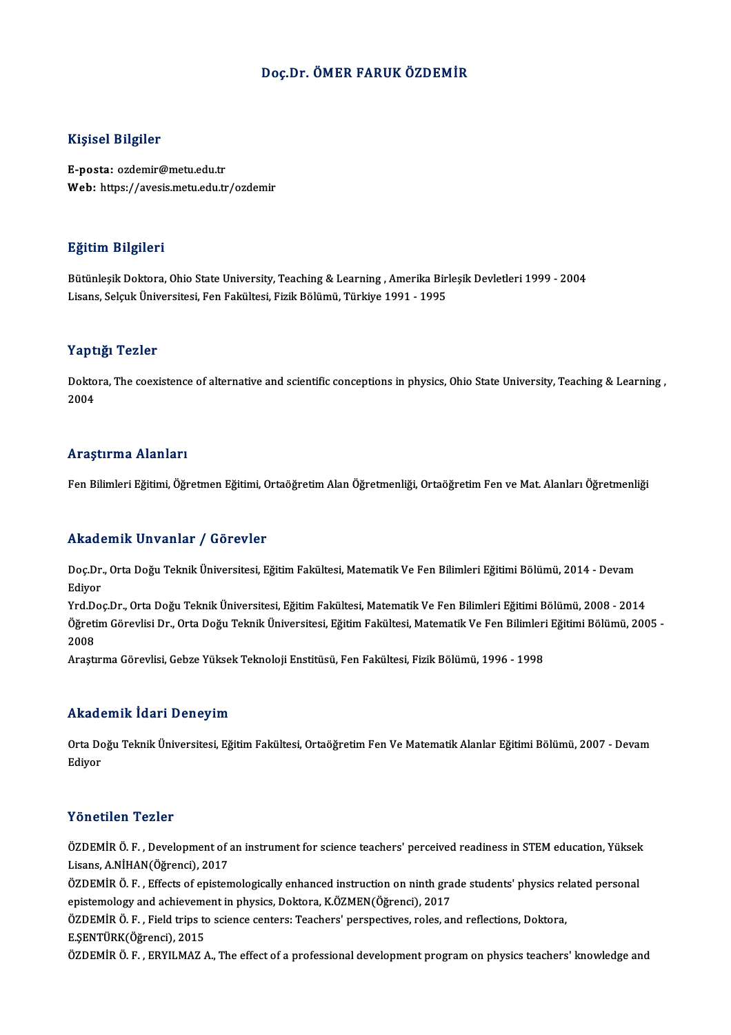# Doç.Dr. ÖMER FARUK ÖZDEMİR

## Kişisel Bilgiler

**E-posta:** ozdemir@metu.edu.tr
**Web:** https://avesis.metu.edu.tr/ozdemir

## Eğitim Bilgileri

Bütünleşik Doktora, Ohio State University, Teaching & Learning , Amerika Birleşik Devletleri 1999 - 2004
Lisans, Selçuk Üniversitesi, Fen Fakültesi, Fizik Bölümü, Türkiye 1991 - 1995

## Yaptığı Tezler

Doktora, The coexistence of alternative and scientific conceptions in physics, Ohio State University, Teaching & Learning , 2004

## Araştırma Alanları

Fen Bilimleri Eğitimi, Öğretmen Eğitimi, Ortaöğretim Alan Öğretmenliği, Ortaöğretim Fen ve Mat. Alanları Öğretmenliği

## Akademik Unvanlar / Görevler

Doç.Dr., Orta Doğu Teknik Üniversitesi, Eğitim Fakültesi, Matematik Ve Fen Bilimleri Eğitimi Bölümü, 2014 - Devam Ediyor
Yrd.Doç.Dr., Orta Doğu Teknik Üniversitesi, Eğitim Fakültesi, Matematik Ve Fen Bilimleri Eğitimi Bölümü, 2008 - 2014
Öğretim Görevlisi Dr., Orta Doğu Teknik Üniversitesi, Eğitim Fakültesi, Matematik Ve Fen Bilimleri Eğitimi Bölümü, 2005 - 2008
Araştırma Görevlisi, Gebze Yüksek Teknoloji Enstitüsü, Fen Fakültesi, Fizik Bölümü, 1996 - 1998

## Akademik İdari Deneyim

Orta Doğu Teknik Üniversitesi, Eğitim Fakültesi, Ortaöğretim Fen Ve Matematik Alanlar Eğitimi Bölümü, 2007 - Devam Ediyor

## Yönetilen Tezler

ÖZDEMİR Ö. F. , Development of an instrument for science teachers' perceived readiness in STEM education, Yüksek Lisans, A.NİHAN(Öğrenci), 2017
ÖZDEMİR Ö. F. , Effects of epistemologically enhanced instruction on ninth grade students' physics related personal epistemology and achievement in physics, Doktora, K.ÖZMEN(Öğrenci), 2017
ÖZDEMİR Ö. F. , Field trips to science centers: Teachers' perspectives, roles, and reflections, Doktora, E.ŞENTÜRK(Öğrenci), 2015
ÖZDEMİR Ö. F. , ERYILMAZ A., The effect of a professional development program on physics teachers' knowledge and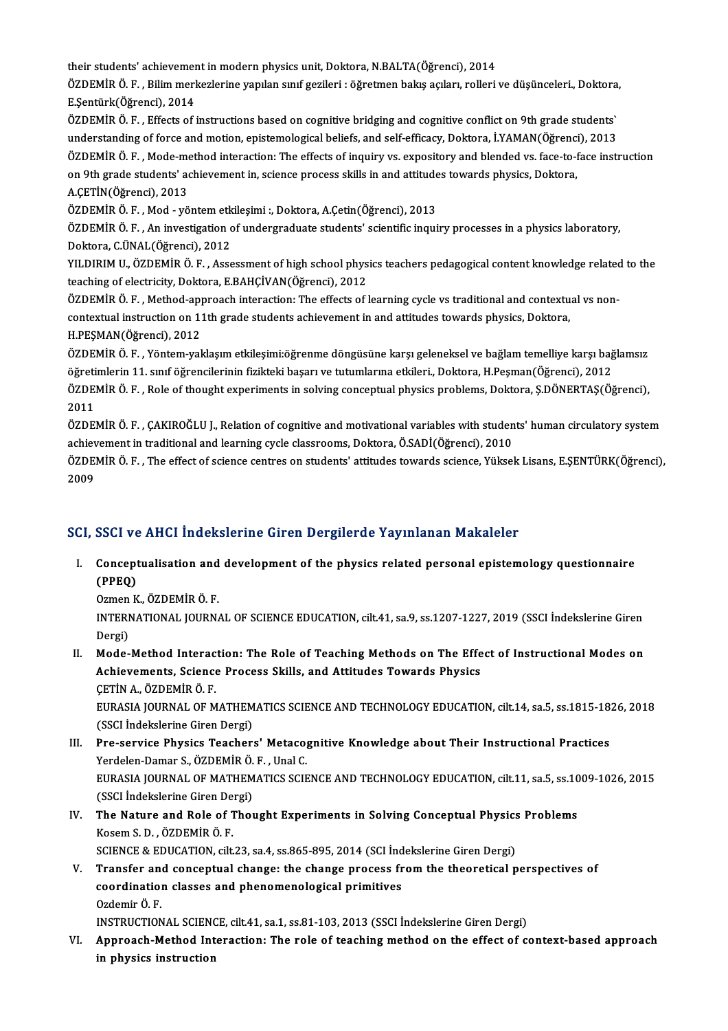their students' achievement in modern physics unit, Doktora, N.BALTA(Öğrenci), 2014

ÖZDEMİR Ö. F. , Bilim merkezlerine yapılan sınıf gezileri : öğretmen bakış açıları, rolleri ve düşünceleri., Doktora, E.Şentürk(Öğrenci), 2014

ÖZDEMİR Ö. F. , Effects of instructions based on cognitive bridging and cognitive conflict on 9th grade students` understanding of force and motion, epistemological beliefs, and self-efficacy, Doktora, İ.YAMAN(Öğrenci), 2013

ÖZDEMİR Ö. F. , Mode-method interaction: The effects of inquiry vs. expository and blended vs. face-to-face instruction on 9th grade students' achievement in, science process skills in and attitudes towards physics, Doktora, A.ÇETİN(Öğrenci), 2013

ÖZDEMİR Ö. F. , Mod - yöntem etkileşimi :, Doktora, A.Çetin(Öğrenci), 2013

ÖZDEMİR Ö. F. , An investigation of undergraduate students' scientific inquiry processes in a physics laboratory, Doktora, C.ÜNAL(Öğrenci), 2012

YILDIRIM U., ÖZDEMİR Ö. F. , Assessment of high school physics teachers pedagogical content knowledge related to the teaching of electricity, Doktora, E.BAHÇİVAN(Öğrenci), 2012

ÖZDEMİR Ö. F. , Method-approach interaction: The effects of learning cycle vs traditional and contextual vs non-contextual instruction on 11th grade students achievement in and attitudes towards physics, Doktora, H.PEŞMAN(Öğrenci), 2012

ÖZDEMİR Ö. F. , Yöntem-yaklaşım etkileşimi:öğrenme döngüsüne karşı geleneksel ve bağlam temelliye karşı bağlamsız öğretimlerin 11. sınıf öğrencilerinin fizikteki başarı ve tutumlarına etkileri., Doktora, H.Peşman(Öğrenci), 2012

ÖZDEMİR Ö. F. , Role of thought experiments in solving conceptual physics problems, Doktora, Ş.DÖNERTAŞ(Öğrenci), 2011

ÖZDEMİR Ö. F. , ÇAKIROĞLU J., Relation of cognitive and motivational variables with students' human circulatory system achievement in traditional and learning cycle classrooms, Doktora, Ö.SADİ(Öğrenci), 2010

ÖZDEMİR Ö. F. , The effect of science centres on students' attitudes towards science, Yüksek Lisans, E.ŞENTÜRK(Öğrenci), 2009

## SCI, SSCI ve AHCI İndekslerine Giren Dergilerde Yayınlanan Makaleler

I. **Conceptualisation and development of the physics related personal epistemology questionnaire (PPEQ)**
Ozmen K., ÖZDEMİR Ö. F.
INTERNATIONAL JOURNAL OF SCIENCE EDUCATION, cilt.41, sa.9, ss.1207-1227, 2019 (SSCI İndekslerine Giren Dergi)

II. **Mode-Method Interaction: The Role of Teaching Methods on The Effect of Instructional Modes on Achievements, Science Process Skills, and Attitudes Towards Physics**
ÇETİN A., ÖZDEMİR Ö. F.
EURASIA JOURNAL OF MATHEMATICS SCIENCE AND TECHNOLOGY EDUCATION, cilt.14, sa.5, ss.1815-1826, 2018 (SSCI İndekslerine Giren Dergi)

III. **Pre-service Physics Teachers' Metacognitive Knowledge about Their Instructional Practices**
Yerdelen-Damar S., ÖZDEMİR Ö. F. , Unal C.
EURASIA JOURNAL OF MATHEMATICS SCIENCE AND TECHNOLOGY EDUCATION, cilt.11, sa.5, ss.1009-1026, 2015 (SSCI İndekslerine Giren Dergi)

IV. **The Nature and Role of Thought Experiments in Solving Conceptual Physics Problems**
Kosem S. D. , ÖZDEMİR Ö. F.
SCIENCE & EDUCATION, cilt.23, sa.4, ss.865-895, 2014 (SCI İndekslerine Giren Dergi)

V. **Transfer and conceptual change: the change process from the theoretical perspectives of coordination classes and phenomenological primitives**
Ozdemir Ö. F.
INSTRUCTIONAL SCIENCE, cilt.41, sa.1, ss.81-103, 2013 (SSCI İndekslerine Giren Dergi)

VI. **Approach-Method Interaction: The role of teaching method on the effect of context-based approach in physics instruction**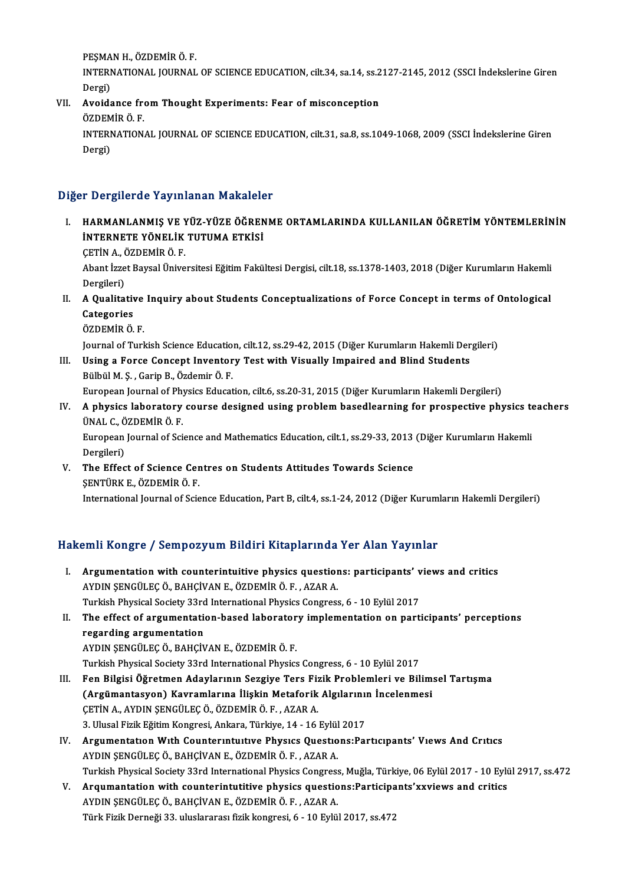PEŞMAN H., ÖZDEMİR Ö. F.
INTERNATIONAL JOURNAL OF SCIENCE EDUCATION, cilt.34, sa.14, ss.2127-2145, 2012 (SSCI İndekslerine Giren Dergi)

VII. **Avoidance from Thought Experiments: Fear of misconception**
ÖZDEMİR Ö. F.
INTERNATIONAL JOURNAL OF SCIENCE EDUCATION, cilt.31, sa.8, ss.1049-1068, 2009 (SSCI İndekslerine Giren Dergi)

## Diğer Dergilerde Yayınlanan Makaleler

I. **HARMANLANMIŞ VE YÜZ-YÜZE ÖĞRENME ORTAMLARINDA KULLANILAN ÖĞRETİM YÖNTEMLERİNİN İNTERNETE YÖNELİK TUTUMA ETKİSİ**
ÇETİN A., ÖZDEMİR Ö. F.
Abant İzzet Baysal Üniversitesi Eğitim Fakültesi Dergisi, cilt.18, ss.1378-1403, 2018 (Diğer Kurumların Hakemli Dergileri)

II. **A Qualitative Inquiry about Students Conceptualizations of Force Concept in terms of Ontological Categories**
ÖZDEMİR Ö. F.
Journal of Turkish Science Education, cilt.12, ss.29-42, 2015 (Diğer Kurumların Hakemli Dergileri)

III. **Using a Force Concept Inventory Test with Visually Impaired and Blind Students**
Bülbül M. Ş. , Garip B., Özdemir Ö. F.
European Journal of Physics Education, cilt.6, ss.20-31, 2015 (Diğer Kurumların Hakemli Dergileri)

IV. **A physics laboratory course designed using problem basedlearning for prospective physics teachers**
ÜNAL C., ÖZDEMİR Ö. F.
European Journal of Science and Mathematics Education, cilt.1, ss.29-33, 2013 (Diğer Kurumların Hakemli Dergileri)

V. **The Effect of Science Centres on Students Attitudes Towards Science**
ŞENTÜRK E., ÖZDEMİR Ö. F.
International Journal of Science Education, Part B, cilt.4, ss.1-24, 2012 (Diğer Kurumların Hakemli Dergileri)

## Hakemli Kongre / Sempozyum Bildiri Kitaplarında Yer Alan Yayınlar

I. **Argumentation with counterintuitive physics questions: participants' views and critics**
AYDIN ŞENGÜLEÇ Ö., BAHÇİVAN E., ÖZDEMİR Ö. F. , AZAR A.
Turkish Physical Society 33rd International Physics Congress, 6 - 10 Eylül 2017

II. **The effect of argumentation-based laboratory implementation on participants' perceptions regarding argumentation**
AYDIN ŞENGÜLEÇ Ö., BAHÇİVAN E., ÖZDEMİR Ö. F.
Turkish Physical Society 33rd International Physics Congress, 6 - 10 Eylül 2017

III. **Fen Bilgisi Öğretmen Adaylarının Sezgiye Ters Fizik Problemleri ve Bilimsel Tartışma (Argümantasyon) Kavramlarına İlişkin Metaforik Algılarının İncelenmesi**
ÇETİN A., AYDIN ŞENGÜLEÇ Ö., ÖZDEMİR Ö. F. , AZAR A.
3. Ulusal Fizik Eğitim Kongresi, Ankara, Türkiye, 14 - 16 Eylül 2017

IV. **Argumentatıon Wıth Counterıntuıtıve Physıcs Questıons:Partıcıpants' Vıews And Crıtıcs**
AYDIN ŞENGÜLEÇ Ö., BAHÇİVAN E., ÖZDEMİR Ö. F. , AZAR A.
Turkish Physical Society 33rd International Physics Congress, Muğla, Türkiye, 06 Eylül 2017 - 10 Eylül 2917, ss.472

V. **Arqumantation with counterintutitive physics questions:Participants'xxviews and critics**
AYDIN ŞENGÜLEÇ Ö., BAHÇİVAN E., ÖZDEMİR Ö. F. , AZAR A.
Türk Fizik Derneği 33. uluslararası fizik kongresi, 6 - 10 Eylül 2017, ss.472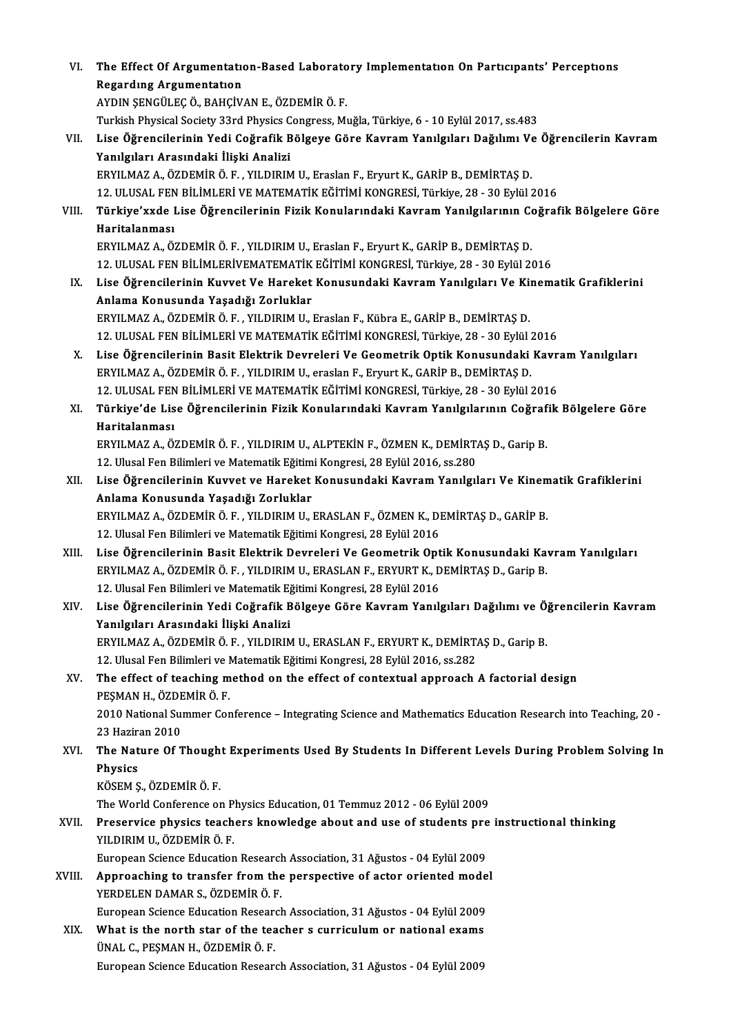VI. **The Effect Of Argumentatıon-Based Laboratory Implementatıon On Partıcıpants' Perceptıons Regardıng Argumentatıon**
AYDIN ŞENGÜLEÇ Ö., BAHÇİVAN E., ÖZDEMİR Ö. F.
Turkish Physical Society 33rd Physics Congress, Muğla, Türkiye, 6 - 10 Eylül 2017, ss.483

VII. **Lise Öğrencilerinin Yedi Coğrafik Bölgeye Göre Kavram Yanılgıları Dağılımı Ve Öğrencilerin Kavram Yanılgıları Arasındaki İlişki Analizi**
ERYILMAZ A., ÖZDEMİR Ö. F. , YILDIRIM U., Eraslan F., Eryurt K., GARİP B., DEMİRTAŞ D.
12. ULUSAL FEN BİLİMLERİ VE MATEMATİK EĞİTİMİ KONGRESİ, Türkiye, 28 - 30 Eylül 2016

VIII. **Türkiye'xxde Lise Öğrencilerinin Fizik Konularındaki Kavram Yanılgılarının Coğrafik Bölgelere Göre Haritalanması**
ERYILMAZ A., ÖZDEMİR Ö. F. , YILDIRIM U., Eraslan F., Eryurt K., GARİP B., DEMİRTAŞ D.
12. ULUSAL FEN BİLİMLERİVEMATEMATİK EĞİTİMİ KONGRESİ, Türkiye, 28 - 30 Eylül 2016

IX. **Lise Öğrencilerinin Kuvvet Ve Hareket Konusundaki Kavram Yanılgıları Ve Kinematik Grafiklerini Anlama Konusunda Yaşadığı Zorluklar**
ERYILMAZ A., ÖZDEMİR Ö. F. , YILDIRIM U., Eraslan F., Kübra E., GARİP B., DEMİRTAŞ D.
12. ULUSAL FEN BİLİMLERİ VE MATEMATİK EĞİTİMİ KONGRESİ, Türkiye, 28 - 30 Eylül 2016

X. **Lise Öğrencilerinin Basit Elektrik Devreleri Ve Geometrik Optik Konusundaki Kavram Yanılgıları**
ERYILMAZ A., ÖZDEMİR Ö. F. , YILDIRIM U., eraslan F., Eryurt K., GARİP B., DEMİRTAŞ D.
12. ULUSAL FEN BİLİMLERİ VE MATEMATİK EĞİTİMİ KONGRESİ, Türkiye, 28 - 30 Eylül 2016

XI. **Türkiye'de Lise Öğrencilerinin Fizik Konularındaki Kavram Yanılgılarının Coğrafik Bölgelere Göre Haritalanması**
ERYILMAZ A., ÖZDEMİR Ö. F. , YILDIRIM U., ALPTEKİN F., ÖZMEN K., DEMİRTAŞ D., Garip B.
12. Ulusal Fen Bilimleri ve Matematik Eğitimi Kongresi, 28 Eylül 2016, ss.280

XII. **Lise Öğrencilerinin Kuvvet ve Hareket Konusundaki Kavram Yanılgıları Ve Kinematik Grafiklerini Anlama Konusunda Yaşadığı Zorluklar**
ERYILMAZ A., ÖZDEMİR Ö. F. , YILDIRIM U., ERASLAN F., ÖZMEN K., DEMİRTAŞ D., GARİP B.
12. Ulusal Fen Bilimleri ve Matematik Eğitimi Kongresi, 28 Eylül 2016

XIII. **Lise Öğrencilerinin Basit Elektrik Devreleri Ve Geometrik Optik Konusundaki Kavram Yanılgıları**
ERYILMAZ A., ÖZDEMİR Ö. F. , YILDIRIM U., ERASLAN F., ERYURT K., DEMİRTAŞ D., Garip B.
12. Ulusal Fen Bilimleri ve Matematik Eğitimi Kongresi, 28 Eylül 2016

XIV. **Lise Öğrencilerinin Yedi Coğrafik Bölgeye Göre Kavram Yanılgıları Dağılımı ve Öğrencilerin Kavram Yanılgıları Arasındaki İlişki Analizi**
ERYILMAZ A., ÖZDEMİR Ö. F. , YILDIRIM U., ERASLAN F., ERYURT K., DEMİRTAŞ D., Garip B.
12. Ulusal Fen Bilimleri ve Matematik Eğitimi Kongresi, 28 Eylül 2016, ss.282

XV. **The effect of teaching method on the effect of contextual approach A factorial design**
PEŞMAN H., ÖZDEMİR Ö. F.
2010 National Summer Conference – Integrating Science and Mathematics Education Research into Teaching, 20 - 23 Haziran 2010

XVI. **The Nature Of Thought Experiments Used By Students In Different Levels During Problem Solving In Physics**
KÖSEM Ş., ÖZDEMİR Ö. F.
The World Conference on Physics Education, 01 Temmuz 2012 - 06 Eylül 2009

XVII. **Preservice physics teachers knowledge about and use of students pre instructional thinking**
YILDIRIM U., ÖZDEMİR Ö. F.
European Science Education Research Association, 31 Ağustos - 04 Eylül 2009

XVIII. **Approaching to transfer from the perspective of actor oriented model**
YERDELEN DAMAR S., ÖZDEMİR Ö. F.
European Science Education Research Association, 31 Ağustos - 04 Eylül 2009

XIX. **What is the north star of the teacher s curriculum or national exams**
ÜNAL C., PEŞMAN H., ÖZDEMİR Ö. F.
European Science Education Research Association, 31 Ağustos - 04 Eylül 2009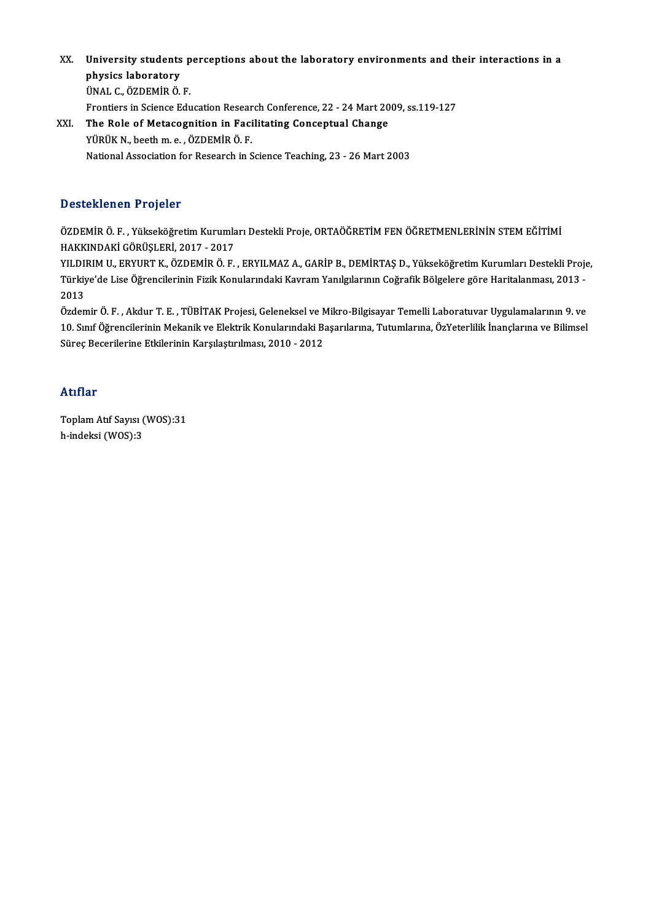XX. **University students perceptions about the laboratory environments and their interactions in a physics laboratory**
ÜNAL C., ÖZDEMİR Ö. F.
Frontiers in Science Education Research Conference, 22 - 24 Mart 2009, ss.119-127

XXI. **The Role of Metacognition in Facilitating Conceptual Change**
YÜRÜK N., beeth m. e. , ÖZDEMİR Ö. F.
National Association for Research in Science Teaching, 23 - 26 Mart 2003

## Desteklenen Projeler

ÖZDEMİR Ö. F. , Yükseköğretim Kurumları Destekli Proje, ORTAÖĞRETİM FEN ÖĞRETMENLERİNİN STEM EĞİTİMİ HAKKINDAKİ GÖRÜŞLERİ, 2017 - 2017

YILDIRIM U., ERYURT K., ÖZDEMİR Ö. F. , ERYILMAZ A., GARİP B., DEMİRTAŞ D., Yükseköğretim Kurumları Destekli Proje, Türkiye'de Lise Öğrencilerinin Fizik Konularındaki Kavram Yanılgılarının Coğrafik Bölgelere göre Haritalanması, 2013 - 2013

Özdemir Ö. F. , Akdur T. E. , TÜBİTAK Projesi, Geleneksel ve Mikro-Bilgisayar Temelli Laboratuvar Uygulamalarının 9. ve 10. Sınıf Öğrencilerinin Mekanik ve Elektrik Konularındaki Başarılarına, Tutumlarına, ÖzYeterlilik İnançlarına ve Bilimsel Süreç Becerilerine Etkilerinin Karşılaştırılması, 2010 - 2012

## Atıflar

Toplam Atıf Sayısı (WOS):31
h-indeksi (WOS):3